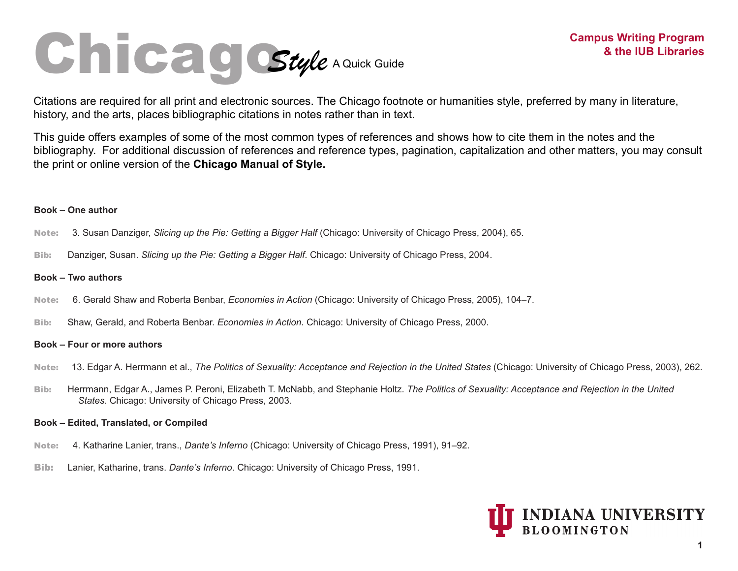# Chicago *Style* A Quick Guide

**Campus Writing Program & the IUB Libraries**

Citations are required for all print and electronic sources. The Chicago footnote or humanities style, preferred by many in literature, history, and the arts, places bibliographic citations in notes rather than in text.

This guide offers examples of some of the most common types of references and shows how to cite them in the notes and the bibliography. For additional discussion of references and reference types, pagination, capitalization and other matters, you may consult the print or online version of the **Chicago Manual of Style.**

**Book – One author**

**Note:** 3. Susan Danziger, *Slicing up the Pie: Getting a Bigger Half* (Chicago: University of Chicago Press, 2004), 65.

**Bib:** Danziger, Susan. *Slicing up the Pie: Getting a Bigger Half*. Chicago: University of Chicago Press, 2004.

**Book – Two authors**

**Note:** 6. Gerald Shaw and Roberta Benbar, *Economies in Action* (Chicago: University of Chicago Press, 2005), 104–7.

**Bib:** Shaw, Gerald, and Roberta Benbar. *Economies in Action*. Chicago: University of Chicago Press, 2000.

**Book – Four or more authors**

**Note:** 13. Edgar A. Herrmann et al., *The Politics of Sexuality: Acceptance and Rejection in the United States* (Chicago: University of Chicago Press, 2003), 262.

**Bib:** Herrmann, Edgar A., James P. Peroni, Elizabeth T. McNabb, and Stephanie Holtz. *The Politics of Sexuality: Acceptance and Rejection in the United States*. Chicago: University of Chicago Press, 2003.

**Book – Edited, Translated, or Compiled**

**Note:** 4. Katharine Lanier, trans., *Dante's Inferno* (Chicago: University of Chicago Press, 1991), 91–92.

**Bib:** Lanier, Katharine, trans. *Dante's Inferno*. Chicago: University of Chicago Press, 1991.

INDIANA UNIVERSITY BLOOMINGTON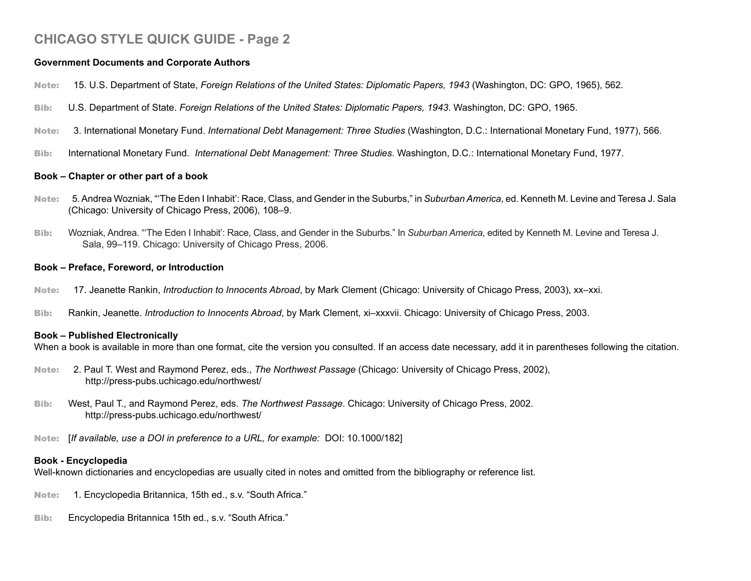# CHICAGO STYLE QUICK GUIDE - Page 2

**Government Documents and Corporate Authors**

**Note:** 15. U.S. Department of State, *Foreign Relations of the United States: Diplomatic Papers, 1943* (Washington, DC: GPO, 1965), 562.

**Bib:** U.S. Department of State. *Foreign Relations of the United States: Diplomatic Papers, 1943*. Washington, DC: GPO, 1965.

**Note:** 3. International Monetary Fund. *International Debt Management: Three Studies* (Washington, D.C.: International Monetary Fund, 1977), 566.

**Bib:** International Monetary Fund. *International Debt Management: Three Studies*. Washington, D.C.: International Monetary Fund, 1977.

**Book – Chapter or other part of a book**

**Note:** 5. Andrea Wozniak, "'The Eden I Inhabit': Race, Class, and Gender in the Suburbs," in *Suburban America*, ed. Kenneth M. Levine and Teresa J. Sala (Chicago: University of Chicago Press, 2006), 108–9.

**Bib:** Wozniak, Andrea. "'The Eden I Inhabit': Race, Class, and Gender in the Suburbs." In *Suburban America*, edited by Kenneth M. Levine and Teresa J. Sala, 99–119. Chicago: University of Chicago Press, 2006.

**Book – Preface, Foreword, or Introduction**

**Note:** 17. Jeanette Rankin, *Introduction to Innocents Abroad*, by Mark Clement (Chicago: University of Chicago Press, 2003), xx–xxi.

**Bib:** Rankin, Jeanette. *Introduction to Innocents Abroad*, by Mark Clement, xi–xxxvii. Chicago: University of Chicago Press, 2003.

**Book – Published Electronically**

When a book is available in more than one format, cite the version you consulted. If an access date necessary, add it in parentheses following the citation.

**Note:** 2. Paul T. West and Raymond Perez, eds., *The Northwest Passage* (Chicago: University of Chicago Press, 2002), http://press-pubs.uchicago.edu/northwest/

**Bib:** West, Paul T., and Raymond Perez, eds. *The Northwest Passage*. Chicago: University of Chicago Press, 2002. http://press-pubs.uchicago.edu/northwest/

**Note:** [*If available, use a DOI in preference to a URL, for example:* DOI: 10.1000/182]

**Book - Encyclopedia**

Well-known dictionaries and encyclopedias are usually cited in notes and omitted from the bibliography or reference list.

**Note:** 1. Encyclopedia Britannica, 15th ed., s.v. "South Africa."

**Bib:** Encyclopedia Britannica 15th ed., s.v. "South Africa."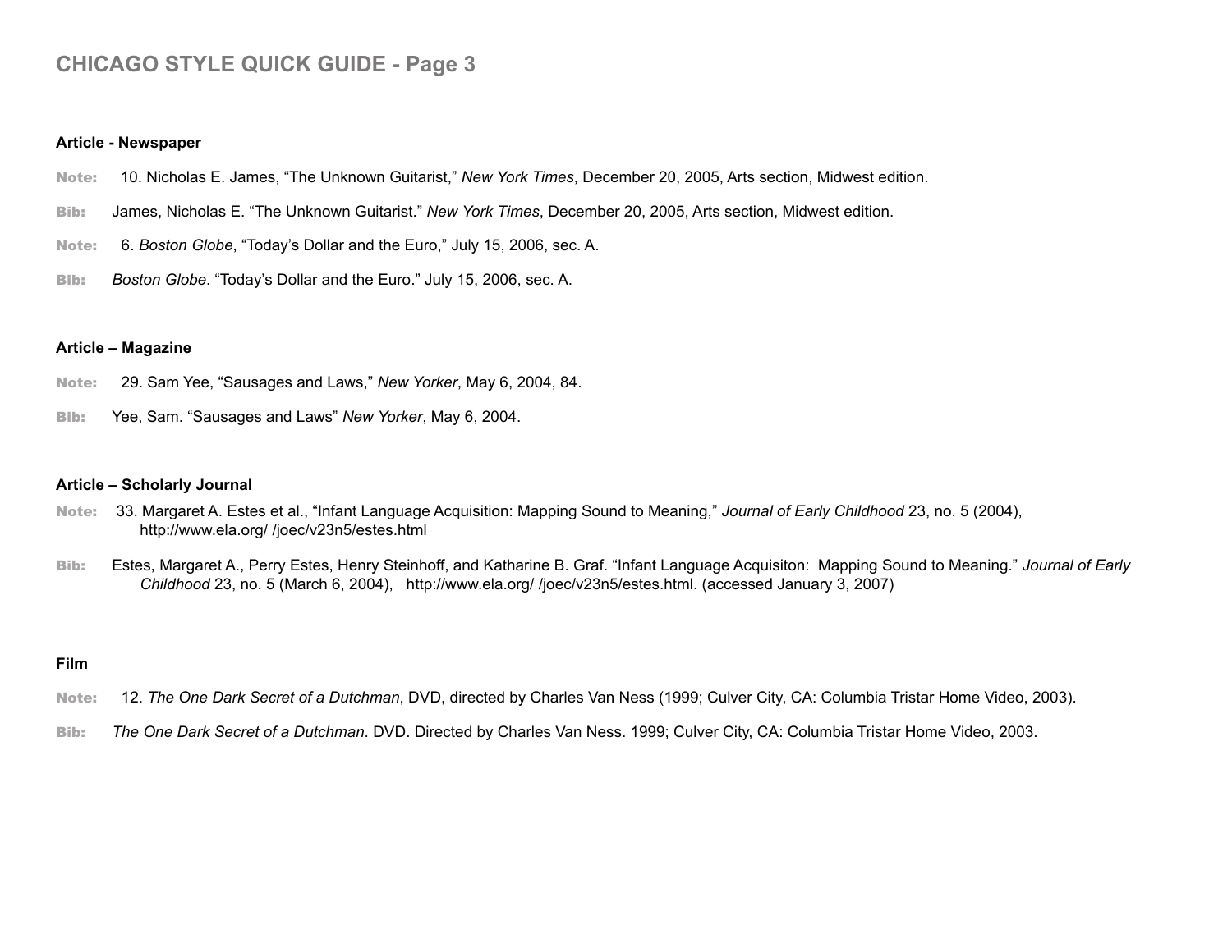# CHICAGO STYLE QUICK GUIDE - Page 3

**Article - Newspaper**

**Note:** 10. Nicholas E. James, "The Unknown Guitarist," *New York Times*, December 20, 2005, Arts section, Midwest edition.

**Bib:** James, Nicholas E. "The Unknown Guitarist." *New York Times*, December 20, 2005, Arts section, Midwest edition.

**Note:** 6. *Boston Globe*, "Today's Dollar and the Euro," July 15, 2006, sec. A.

**Bib:** *Boston Globe*. "Today's Dollar and the Euro." July 15, 2006, sec. A.

**Article – Magazine**

**Note:** 29. Sam Yee, "Sausages and Laws," *New Yorker*, May 6, 2004, 84.

**Bib:** Yee, Sam. "Sausages and Laws" *New Yorker*, May 6, 2004.

**Article – Scholarly Journal**

**Note:** 33. Margaret A. Estes et al., "Infant Language Acquisition: Mapping Sound to Meaning," *Journal of Early Childhood* 23, no. 5 (2004), http://www.ela.org/ /joec/v23n5/estes.html

**Bib:** Estes, Margaret A., Perry Estes, Henry Steinhoff, and Katharine B. Graf. "Infant Language Acquisiton: Mapping Sound to Meaning." *Journal of Early Childhood* 23, no. 5 (March 6, 2004), http://www.ela.org/ /joec/v23n5/estes.html. (accessed January 3, 2007)

**Film**

**Note:** 12. *The One Dark Secret of a Dutchman*, DVD, directed by Charles Van Ness (1999; Culver City, CA: Columbia Tristar Home Video, 2003).

**Bib:** *The One Dark Secret of a Dutchman*. DVD. Directed by Charles Van Ness. 1999; Culver City, CA: Columbia Tristar Home Video, 2003.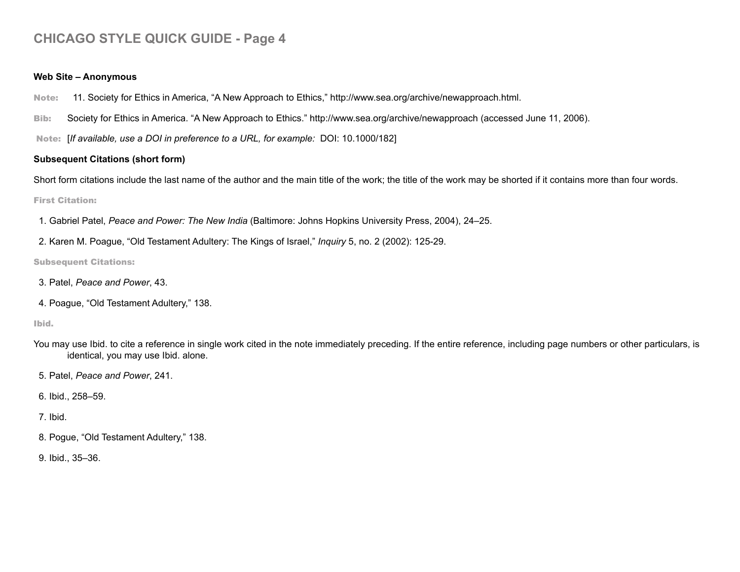# CHICAGO STYLE QUICK GUIDE - Page 4

**Web Site – Anonymous**

**Note:** 11. Society for Ethics in America, “A New Approach to Ethics,” http://www.sea.org/archive/newapproach.html.

**Bib:** Society for Ethics in America. “A New Approach to Ethics.” http://www.sea.org/archive/newapproach (accessed June 11, 2006).

**Note:** [*If available, use a DOI in preference to a URL, for example:* DOI: 10.1000/182]

**Subsequent Citations (short form)**

Short form citations include the last name of the author and the main title of the work; the title of the work may be shorted if it contains more than four words.

**First Citation:**

1. Gabriel Patel, *Peace and Power: The New India* (Baltimore: Johns Hopkins University Press, 2004), 24–25.
2. Karen M. Poague, “Old Testament Adultery: The Kings of Israel,” *Inquiry* 5, no. 2 (2002): 125-29.

**Subsequent Citations:**

3. Patel, *Peace and Power*, 43.
4. Poague, “Old Testament Adultery,” 138.

**Ibid.**

You may use Ibid. to cite a reference in single work cited in the note immediately preceding. If the entire reference, including page numbers or other particulars, is identical, you may use Ibid. alone.

5. Patel, *Peace and Power*, 241.
6. Ibid., 258–59.
7. Ibid.
8. Pogue, “Old Testament Adultery,” 138.
9. Ibid., 35–36.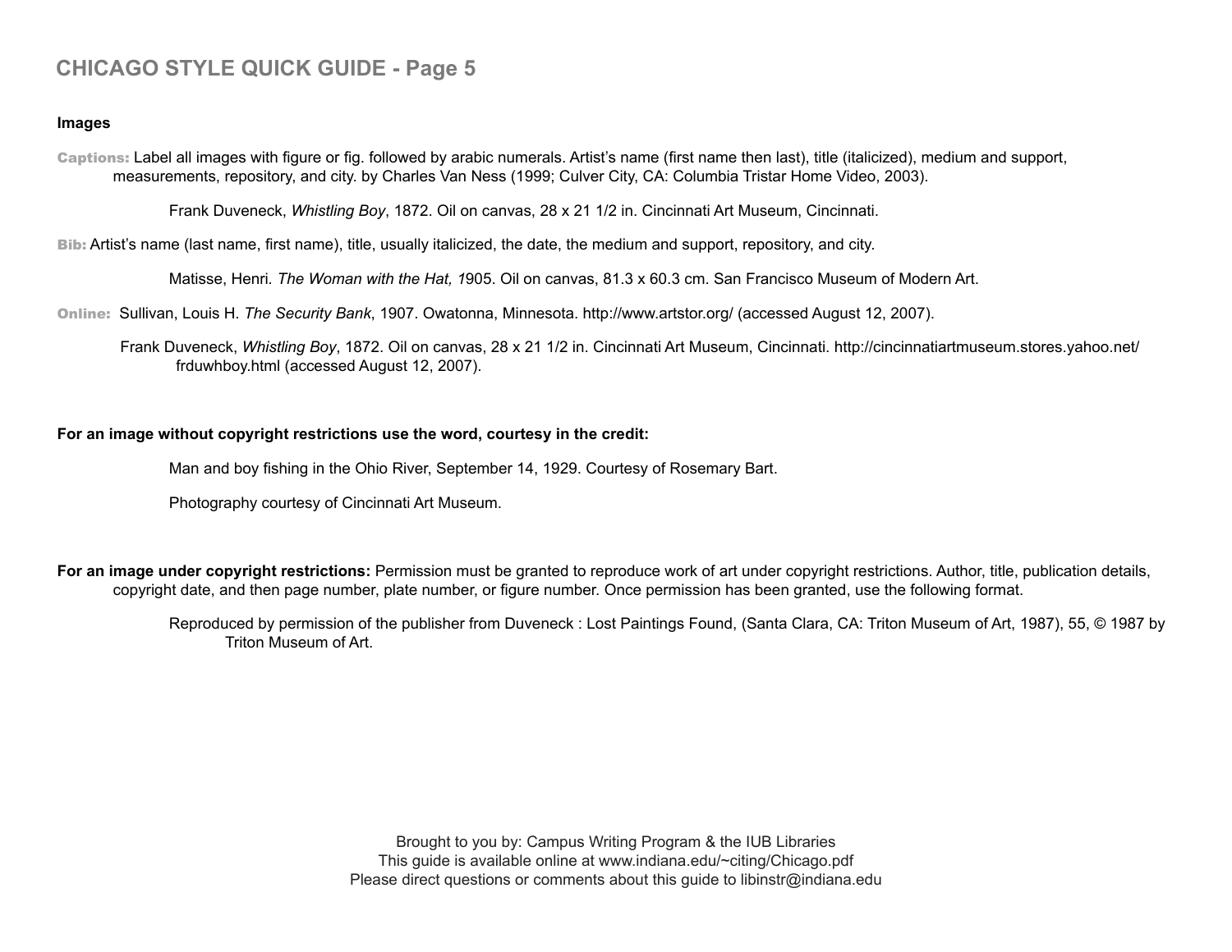# CHICAGO STYLE QUICK GUIDE - Page 5

**Images**

**Captions:** Label all images with figure or fig. followed by arabic numerals. Artist's name (first name then last), title (italicized), medium and support, measurements, repository, and city. by Charles Van Ness (1999; Culver City, CA: Columbia Tristar Home Video, 2003).

Frank Duveneck, *Whistling Boy*, 1872. Oil on canvas, 28 x 21 1/2 in. Cincinnati Art Museum, Cincinnati.

**Bib:** Artist's name (last name, first name), title, usually italicized, the date, the medium and support, repository, and city.

Matisse, Henri. *The Woman with the Hat, 1*905. Oil on canvas, 81.3 x 60.3 cm. San Francisco Museum of Modern Art.

**Online:** Sullivan, Louis H. *The Security Bank*, 1907. Owatonna, Minnesota. http://www.artstor.org/ (accessed August 12, 2007).

Frank Duveneck, *Whistling Boy*, 1872. Oil on canvas, 28 x 21 1/2 in. Cincinnati Art Museum, Cincinnati. http://cincinnatiartmuseum.stores.yahoo.net/frduwhboy.html (accessed August 12, 2007).

**For an image without copyright restrictions use the word, courtesy in the credit:**

Man and boy fishing in the Ohio River, September 14, 1929. Courtesy of Rosemary Bart.

Photography courtesy of Cincinnati Art Museum.

**For an image under copyright restrictions:** Permission must be granted to reproduce work of art under copyright restrictions. Author, title, publication details, copyright date, and then page number, plate number, or figure number. Once permission has been granted, use the following format.

Reproduced by permission of the publisher from Duveneck : Lost Paintings Found, (Santa Clara, CA: Triton Museum of Art, 1987), 55, © 1987 by Triton Museum of Art.

Brought to you by: Campus Writing Program & the IUB Libraries
This guide is available online at www.indiana.edu/~citing/Chicago.pdf
Please direct questions or comments about this guide to libinstr@indiana.edu